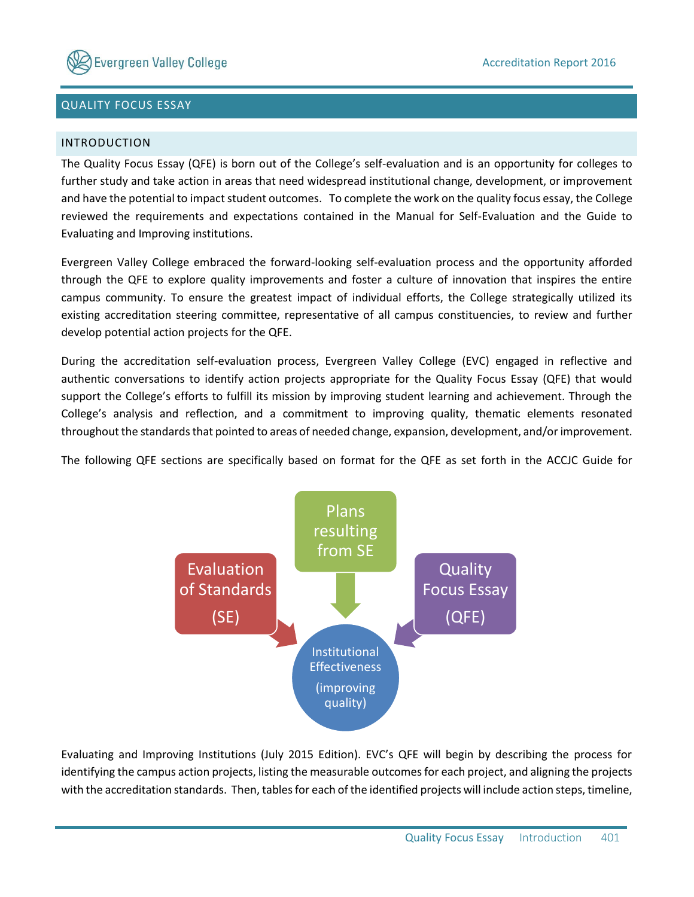## QUALITY FOCUS ESSAY

### INTRODUCTION

The Quality Focus Essay (QFE) is born out of the College's self-evaluation and is an opportunity for colleges to further study and take action in areas that need widespread institutional change, development, or improvement and have the potential to impact student outcomes. To complete the work on the quality focus essay, the College reviewed the requirements and expectations contained in the Manual for Self-Evaluation and the Guide to Evaluating and Improving institutions.

Evergreen Valley College embraced the forward-looking self-evaluation process and the opportunity afforded through the QFE to explore quality improvements and foster a culture of innovation that inspires the entire campus community. To ensure the greatest impact of individual efforts, the College strategically utilized its existing accreditation steering committee, representative of all campus constituencies, to review and further develop potential action projects for the QFE.

During the accreditation self-evaluation process, Evergreen Valley College (EVC) engaged in reflective and authentic conversations to identify action projects appropriate for the Quality Focus Essay (QFE) that would support the College's efforts to fulfill its mission by improving student learning and achievement. Through the College's analysis and reflection, and a commitment to improving quality, thematic elements resonated throughout the standards that pointed to areas of needed change, expansion, development, and/or improvement.

The following QFE sections are specifically based on format for the QFE as set forth in the ACCJC Guide for

Evaluation of Standards (SE) → Institutional Effectiveness (improving quality)

Plans resulting from SE → Institutional Effectiveness (improving quality)

Quality Focus Essay (QFE) → Institutional Effectiveness (improving quality)

Evaluating and Improving Institutions (July 2015 Edition). EVC's QFE will begin by describing the process for identifying the campus action projects, listing the measurable outcomes for each project, and aligning the projects with the accreditation standards. Then, tables for each of the identified projects will include action steps, timeline,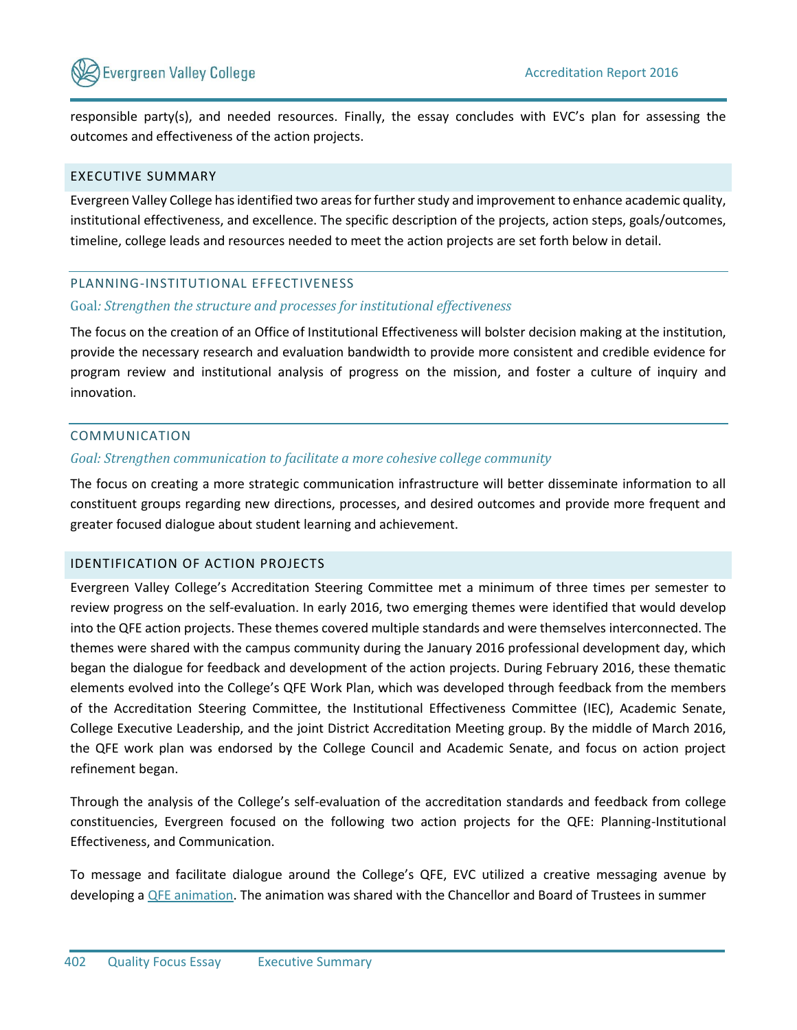responsible party(s), and needed resources. Finally, the essay concludes with EVC's plan for assessing the outcomes and effectiveness of the action projects.

## EXECUTIVE SUMMARY

Evergreen Valley College has identified two areas for further study and improvement to enhance academic quality, institutional effectiveness, and excellence. The specific description of the projects, action steps, goals/outcomes, timeline, college leads and resources needed to meet the action projects are set forth below in detail.

### PLANNING-INSTITUTIONAL EFFECTIVENESS

Goal*: Strengthen the structure and processes for institutional effectiveness*

The focus on the creation of an Office of Institutional Effectiveness will bolster decision making at the institution, provide the necessary research and evaluation bandwidth to provide more consistent and credible evidence for program review and institutional analysis of progress on the mission, and foster a culture of inquiry and innovation.

### COMMUNICATION

*Goal: Strengthen communication to facilitate a more cohesive college community*

The focus on creating a more strategic communication infrastructure will better disseminate information to all constituent groups regarding new directions, processes, and desired outcomes and provide more frequent and greater focused dialogue about student learning and achievement.

## IDENTIFICATION OF ACTION PROJECTS

Evergreen Valley College's Accreditation Steering Committee met a minimum of three times per semester to review progress on the self-evaluation. In early 2016, two emerging themes were identified that would develop into the QFE action projects. These themes covered multiple standards and were themselves interconnected. The themes were shared with the campus community during the January 2016 professional development day, which began the dialogue for feedback and development of the action projects. During February 2016, these thematic elements evolved into the College's QFE Work Plan, which was developed through feedback from the members of the Accreditation Steering Committee, the Institutional Effectiveness Committee (IEC), Academic Senate, College Executive Leadership, and the joint District Accreditation Meeting group. By the middle of March 2016, the QFE work plan was endorsed by the College Council and Academic Senate, and focus on action project refinement began.

Through the analysis of the College's self-evaluation of the accreditation standards and feedback from college constituencies, Evergreen focused on the following two action projects for the QFE: Planning-Institutional Effectiveness, and Communication.

To message and facilitate dialogue around the College's QFE, EVC utilized a creative messaging avenue by developing a QFE animation. The animation was shared with the Chancellor and Board of Trustees in summer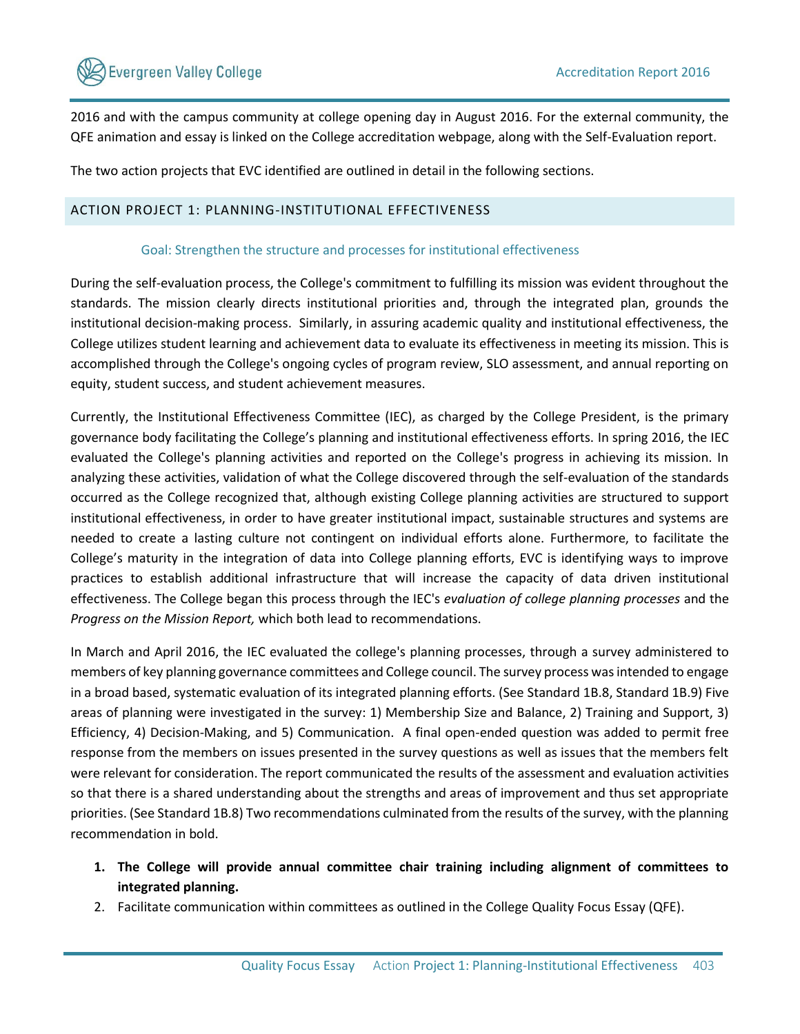2016 and with the campus community at college opening day in August 2016. For the external community, the QFE animation and essay is linked on the College accreditation webpage, along with the Self-Evaluation report.

The two action projects that EVC identified are outlined in detail in the following sections.

## ACTION PROJECT 1: PLANNING-INSTITUTIONAL EFFECTIVENESS

### Goal: Strengthen the structure and processes for institutional effectiveness

During the self-evaluation process, the College's commitment to fulfilling its mission was evident throughout the standards. The mission clearly directs institutional priorities and, through the integrated plan, grounds the institutional decision-making process. Similarly, in assuring academic quality and institutional effectiveness, the College utilizes student learning and achievement data to evaluate its effectiveness in meeting its mission. This is accomplished through the College's ongoing cycles of program review, SLO assessment, and annual reporting on equity, student success, and student achievement measures.

Currently, the Institutional Effectiveness Committee (IEC), as charged by the College President, is the primary governance body facilitating the College's planning and institutional effectiveness efforts. In spring 2016, the IEC evaluated the College's planning activities and reported on the College's progress in achieving its mission. In analyzing these activities, validation of what the College discovered through the self-evaluation of the standards occurred as the College recognized that, although existing College planning activities are structured to support institutional effectiveness, in order to have greater institutional impact, sustainable structures and systems are needed to create a lasting culture not contingent on individual efforts alone. Furthermore, to facilitate the College's maturity in the integration of data into College planning efforts, EVC is identifying ways to improve practices to establish additional infrastructure that will increase the capacity of data driven institutional effectiveness. The College began this process through the IEC's *evaluation of college planning processes* and the *Progress on the Mission Report,* which both lead to recommendations.

In March and April 2016, the IEC evaluated the college's planning processes, through a survey administered to members of key planning governance committees and College council. The survey process was intended to engage in a broad based, systematic evaluation of its integrated planning efforts. (See Standard 1B.8, Standard 1B.9) Five areas of planning were investigated in the survey: 1) Membership Size and Balance, 2) Training and Support, 3) Efficiency, 4) Decision-Making, and 5) Communication. A final open-ended question was added to permit free response from the members on issues presented in the survey questions as well as issues that the members felt were relevant for consideration. The report communicated the results of the assessment and evaluation activities so that there is a shared understanding about the strengths and areas of improvement and thus set appropriate priorities. (See Standard 1B.8) Two recommendations culminated from the results of the survey, with the planning recommendation in bold.

1. **The College will provide annual committee chair training including alignment of committees to integrated planning.**
2. Facilitate communication within committees as outlined in the College Quality Focus Essay (QFE).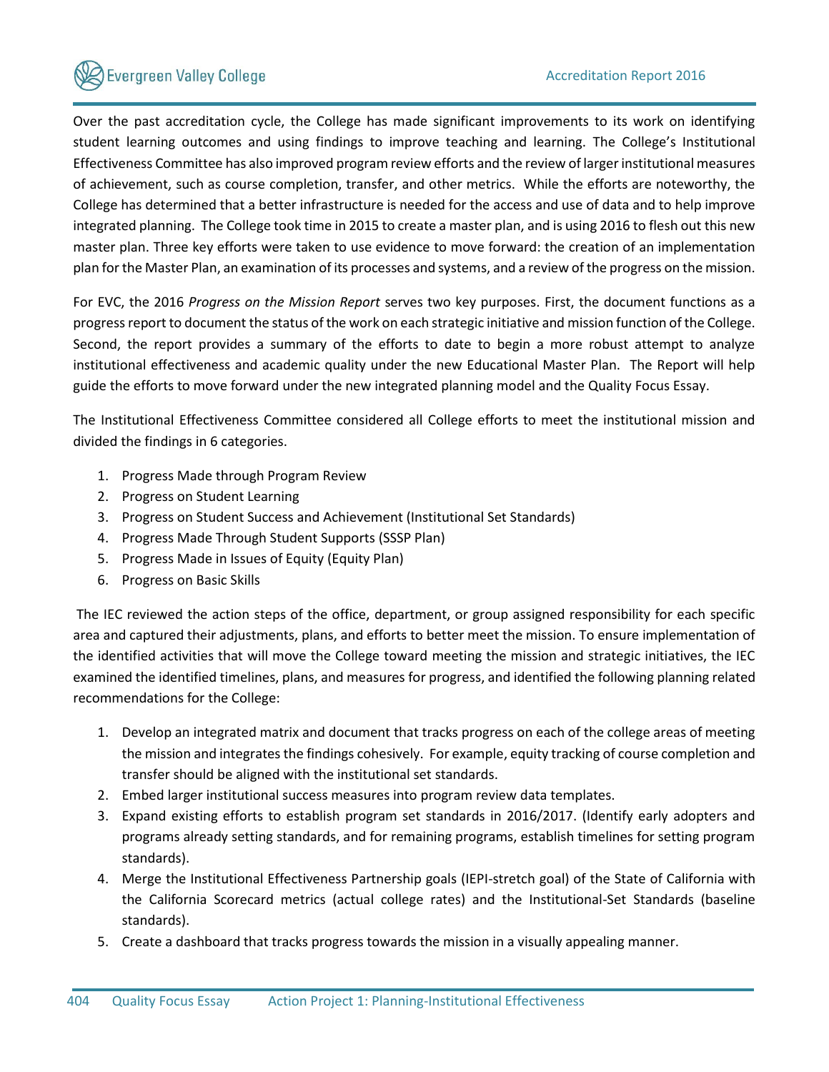Over the past accreditation cycle, the College has made significant improvements to its work on identifying student learning outcomes and using findings to improve teaching and learning. The College's Institutional Effectiveness Committee has also improved program review efforts and the review of larger institutional measures of achievement, such as course completion, transfer, and other metrics. While the efforts are noteworthy, the College has determined that a better infrastructure is needed for the access and use of data and to help improve integrated planning. The College took time in 2015 to create a master plan, and is using 2016 to flesh out this new master plan. Three key efforts were taken to use evidence to move forward: the creation of an implementation plan for the Master Plan, an examination of its processes and systems, and a review of the progress on the mission.

For EVC, the 2016 *Progress on the Mission Report* serves two key purposes. First, the document functions as a progress report to document the status of the work on each strategic initiative and mission function of the College. Second, the report provides a summary of the efforts to date to begin a more robust attempt to analyze institutional effectiveness and academic quality under the new Educational Master Plan. The Report will help guide the efforts to move forward under the new integrated planning model and the Quality Focus Essay.

The Institutional Effectiveness Committee considered all College efforts to meet the institutional mission and divided the findings in 6 categories.

1. Progress Made through Program Review
2. Progress on Student Learning
3. Progress on Student Success and Achievement (Institutional Set Standards)
4. Progress Made Through Student Supports (SSSP Plan)
5. Progress Made in Issues of Equity (Equity Plan)
6. Progress on Basic Skills

The IEC reviewed the action steps of the office, department, or group assigned responsibility for each specific area and captured their adjustments, plans, and efforts to better meet the mission. To ensure implementation of the identified activities that will move the College toward meeting the mission and strategic initiatives, the IEC examined the identified timelines, plans, and measures for progress, and identified the following planning related recommendations for the College:

1. Develop an integrated matrix and document that tracks progress on each of the college areas of meeting the mission and integrates the findings cohesively. For example, equity tracking of course completion and transfer should be aligned with the institutional set standards.
2. Embed larger institutional success measures into program review data templates.
3. Expand existing efforts to establish program set standards in 2016/2017. (Identify early adopters and programs already setting standards, and for remaining programs, establish timelines for setting program standards).
4. Merge the Institutional Effectiveness Partnership goals (IEPI-stretch goal) of the State of California with the California Scorecard metrics (actual college rates) and the Institutional-Set Standards (baseline standards).
5. Create a dashboard that tracks progress towards the mission in a visually appealing manner.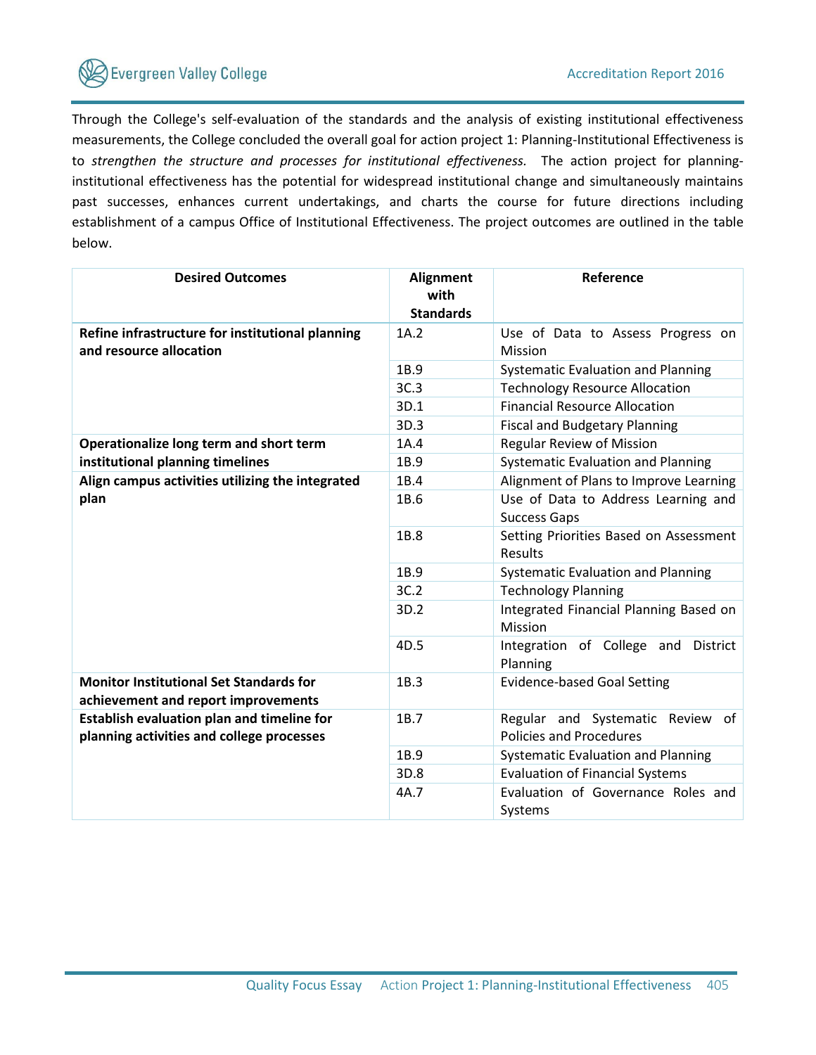Through the College's self-evaluation of the standards and the analysis of existing institutional effectiveness measurements, the College concluded the overall goal for action project 1: Planning-Institutional Effectiveness is to *strengthen the structure and processes for institutional effectiveness.* The action project for planning-institutional effectiveness has the potential for widespread institutional change and simultaneously maintains past successes, enhances current undertakings, and charts the course for future directions including establishment of a campus Office of Institutional Effectiveness. The project outcomes are outlined in the table below.

| Desired Outcomes | Alignment with Standards | Reference |
|---|---|---|
| **Refine infrastructure for institutional planning and resource allocation** | 1A.2 | Use of Data to Assess Progress on Mission |
| | 1B.9 | Systematic Evaluation and Planning |
| | 3C.3 | Technology Resource Allocation |
| | 3D.1 | Financial Resource Allocation |
| | 3D.3 | Fiscal and Budgetary Planning |
| **Operationalize long term and short term institutional planning timelines** | 1A.4 | Regular Review of Mission |
| | 1B.9 | Systematic Evaluation and Planning |
| **Align campus activities utilizing the integrated plan** | 1B.4 | Alignment of Plans to Improve Learning |
| | 1B.6 | Use of Data to Address Learning and Success Gaps |
| | 1B.8 | Setting Priorities Based on Assessment Results |
| | 1B.9 | Systematic Evaluation and Planning |
| | 3C.2 | Technology Planning |
| | 3D.2 | Integrated Financial Planning Based on Mission |
| | 4D.5 | Integration of College and District Planning |
| **Monitor Institutional Set Standards for achievement and report improvements** | 1B.3 | Evidence-based Goal Setting |
| **Establish evaluation plan and timeline for planning activities and college processes** | 1B.7 | Regular and Systematic Review of Policies and Procedures |
| | 1B.9 | Systematic Evaluation and Planning |
| | 3D.8 | Evaluation of Financial Systems |
| | 4A.7 | Evaluation of Governance Roles and Systems |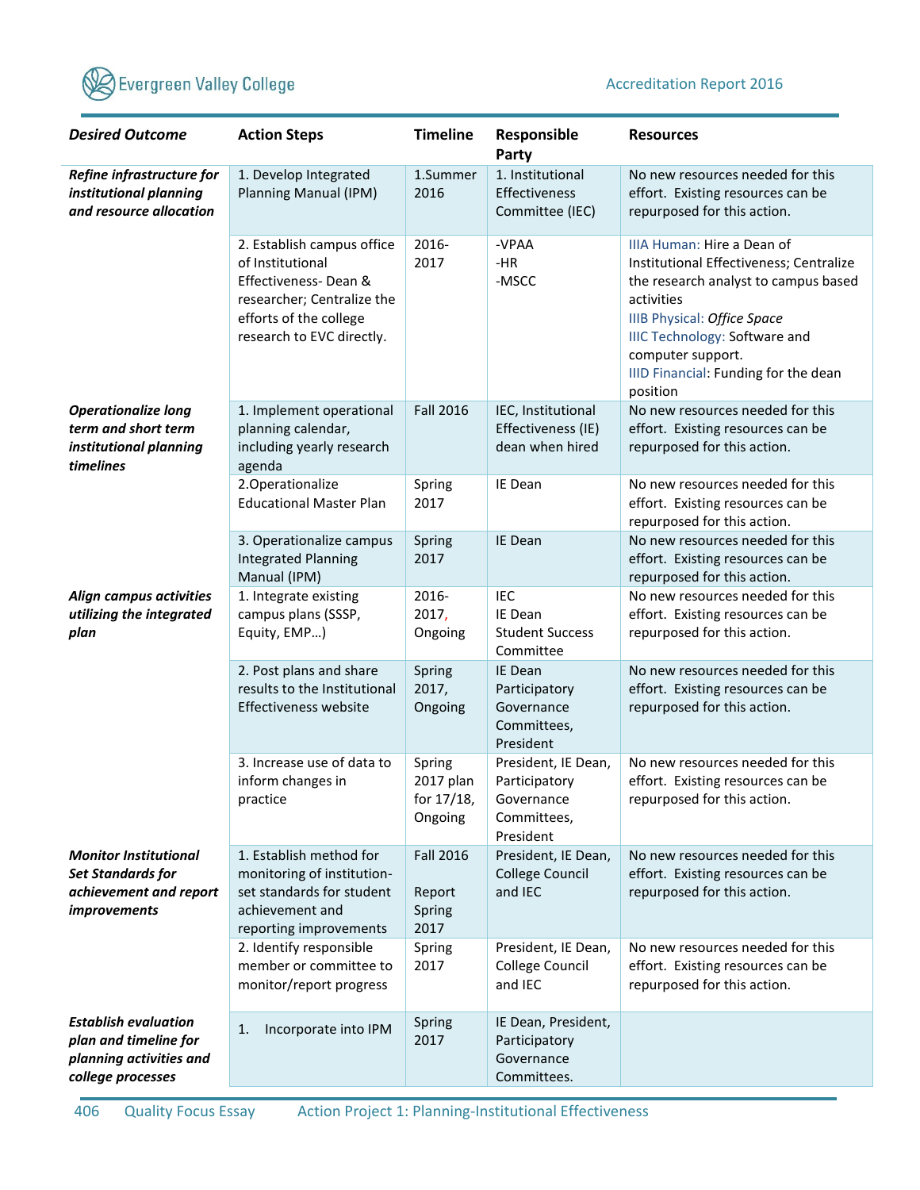| *Desired Outcome* | Action Steps | Timeline | Responsible Party | Resources |
|---|---|---|---|---|
| ***Refine infrastructure for institutional planning and resource allocation*** | 1. Develop Integrated Planning Manual (IPM) | 1.Summer 2016 | 1. Institutional Effectiveness Committee (IEC) | No new resources needed for this effort. Existing resources can be repurposed for this action. |
| | 2. Establish campus office of Institutional Effectiveness- Dean & researcher; Centralize the efforts of the college research to EVC directly. | 2016-2017 | -VPAA<br>-HR<br>-MSCC | IIIA Human: Hire a Dean of Institutional Effectiveness; Centralize the research analyst to campus based activities<br>IIIB Physical: *Office Space*<br>IIIC Technology: Software and computer support.<br>IIID Financial: Funding for the dean position |
| ***Operationalize long term and short term institutional planning timelines*** | 1. Implement operational planning calendar, including yearly research agenda | Fall 2016 | IEC, Institutional Effectiveness (IE) dean when hired | No new resources needed for this effort. Existing resources can be repurposed for this action. |
| | 2.Operationalize Educational Master Plan | Spring 2017 | IE Dean | No new resources needed for this effort. Existing resources can be repurposed for this action. |
| | 3. Operationalize campus Integrated Planning Manual (IPM) | Spring 2017 | IE Dean | No new resources needed for this effort. Existing resources can be repurposed for this action. |
| ***Align campus activities utilizing the integrated plan*** | 1. Integrate existing campus plans (SSSP, Equity, EMP…) | 2016-2017, Ongoing | IEC<br>IE Dean<br>Student Success Committee | No new resources needed for this effort. Existing resources can be repurposed for this action. |
| | 2. Post plans and share results to the Institutional Effectiveness website | Spring 2017, Ongoing | IE Dean<br>Participatory Governance Committees, President | No new resources needed for this effort. Existing resources can be repurposed for this action. |
| | 3. Increase use of data to inform changes in practice | Spring 2017 plan for 17/18, Ongoing | President, IE Dean, Participatory Governance Committees, President | No new resources needed for this effort. Existing resources can be repurposed for this action. |
| ***Monitor Institutional Set Standards for achievement and report improvements*** | 1. Establish method for monitoring of institution-set standards for student achievement and reporting improvements | Fall 2016<br><br>Report Spring 2017 | President, IE Dean, College Council and IEC | No new resources needed for this effort. Existing resources can be repurposed for this action. |
| | 2. Identify responsible member or committee to monitor/report progress | Spring 2017 | President, IE Dean, College Council and IEC | No new resources needed for this effort. Existing resources can be repurposed for this action. |
| ***Establish evaluation plan and timeline for planning activities and college processes*** | 1. Incorporate into IPM | Spring 2017 | IE Dean, President, Participatory Governance Committees. | |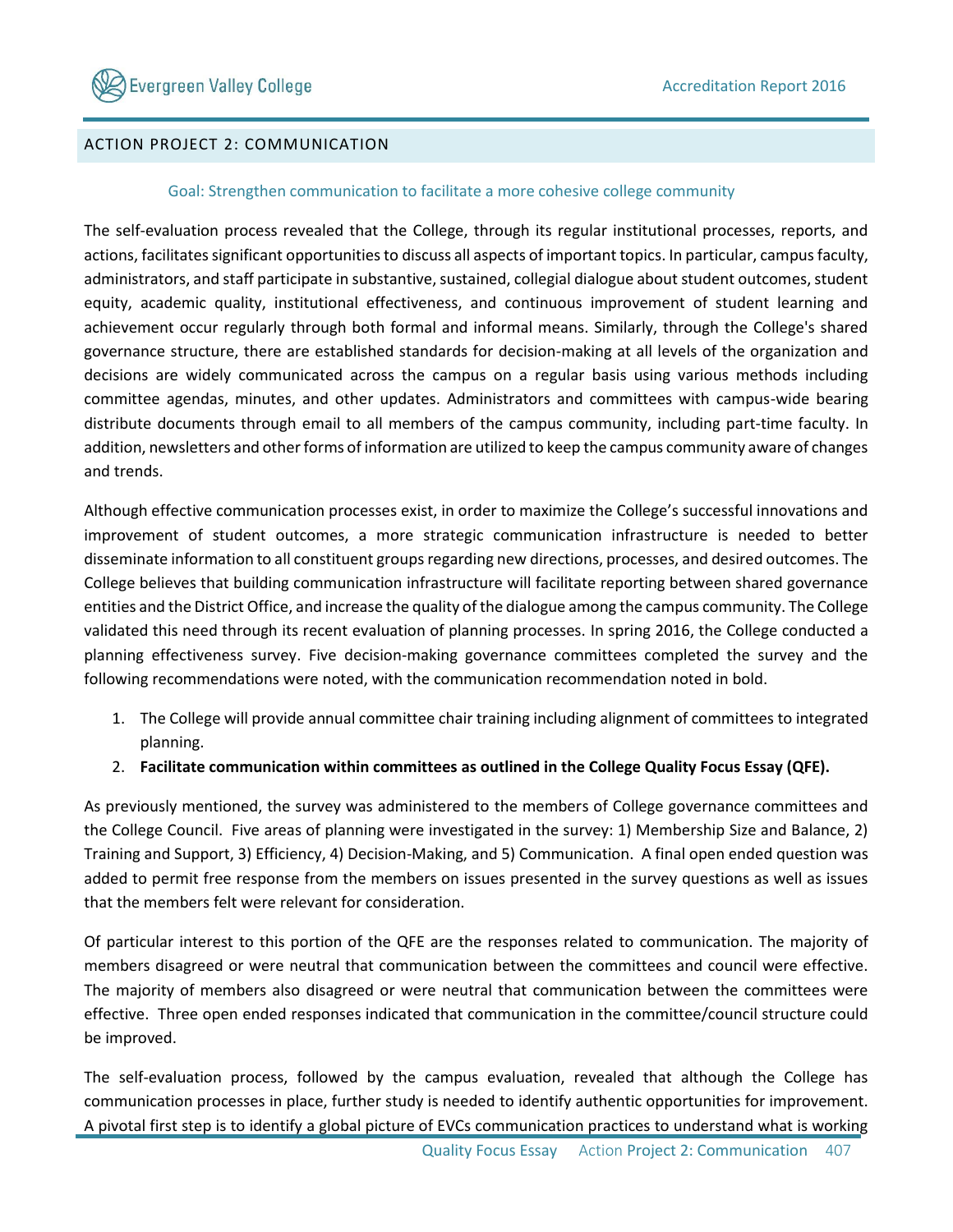## ACTION PROJECT 2: COMMUNICATION

Goal: Strengthen communication to facilitate a more cohesive college community

The self-evaluation process revealed that the College, through its regular institutional processes, reports, and actions, facilitates significant opportunities to discuss all aspects of important topics. In particular, campus faculty, administrators, and staff participate in substantive, sustained, collegial dialogue about student outcomes, student equity, academic quality, institutional effectiveness, and continuous improvement of student learning and achievement occur regularly through both formal and informal means. Similarly, through the College's shared governance structure, there are established standards for decision-making at all levels of the organization and decisions are widely communicated across the campus on a regular basis using various methods including committee agendas, minutes, and other updates. Administrators and committees with campus-wide bearing distribute documents through email to all members of the campus community, including part-time faculty. In addition, newsletters and other forms of information are utilized to keep the campus community aware of changes and trends.

Although effective communication processes exist, in order to maximize the College's successful innovations and improvement of student outcomes, a more strategic communication infrastructure is needed to better disseminate information to all constituent groups regarding new directions, processes, and desired outcomes. The College believes that building communication infrastructure will facilitate reporting between shared governance entities and the District Office, and increase the quality of the dialogue among the campus community. The College validated this need through its recent evaluation of planning processes. In spring 2016, the College conducted a planning effectiveness survey. Five decision-making governance committees completed the survey and the following recommendations were noted, with the communication recommendation noted in bold.

1. The College will provide annual committee chair training including alignment of committees to integrated planning.
2. **Facilitate communication within committees as outlined in the College Quality Focus Essay (QFE).**

As previously mentioned, the survey was administered to the members of College governance committees and the College Council. Five areas of planning were investigated in the survey: 1) Membership Size and Balance, 2) Training and Support, 3) Efficiency, 4) Decision-Making, and 5) Communication. A final open ended question was added to permit free response from the members on issues presented in the survey questions as well as issues that the members felt were relevant for consideration.

Of particular interest to this portion of the QFE are the responses related to communication. The majority of members disagreed or were neutral that communication between the committees and council were effective. The majority of members also disagreed or were neutral that communication between the committees were effective. Three open ended responses indicated that communication in the committee/council structure could be improved.

The self-evaluation process, followed by the campus evaluation, revealed that although the College has communication processes in place, further study is needed to identify authentic opportunities for improvement. A pivotal first step is to identify a global picture of EVCs communication practices to understand what is working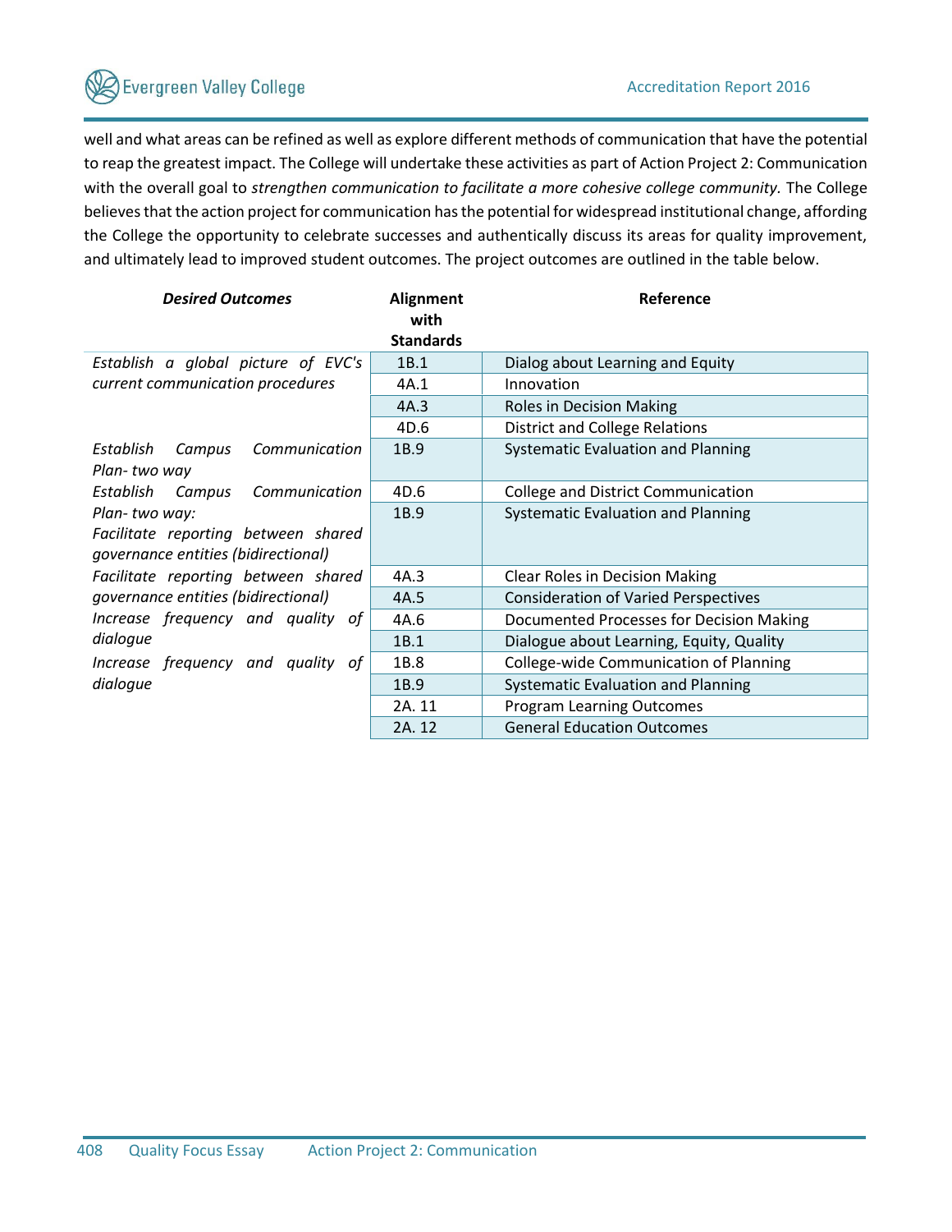well and what areas can be refined as well as explore different methods of communication that have the potential to reap the greatest impact. The College will undertake these activities as part of Action Project 2: Communication with the overall goal to *strengthen communication to facilitate a more cohesive college community.* The College believes that the action project for communication has the potential for widespread institutional change, affording the College the opportunity to celebrate successes and authentically discuss its areas for quality improvement, and ultimately lead to improved student outcomes. The project outcomes are outlined in the table below.

| ***Desired Outcomes*** | **Alignment with Standards** | **Reference** |
|---|---|---|
| *Establish a global picture of EVC's current communication procedures* | 1B.1 | Dialog about Learning and Equity |
| | 4A.1 | Innovation |
| | 4A.3 | Roles in Decision Making |
| | 4D.6 | District and College Relations |
| *Establish Campus Communication Plan- two way* | 1B.9 | Systematic Evaluation and Planning |
| *Establish Campus Communication Plan- two way:* | 4D.6 | College and District Communication |
| *Facilitate reporting between shared governance entities (bidirectional)* | 1B.9 | Systematic Evaluation and Planning |
| *Facilitate reporting between shared governance entities (bidirectional)* | 4A.3 | Clear Roles in Decision Making |
| | 4A.5 | Consideration of Varied Perspectives |
| *Increase frequency and quality of dialogue* | 4A.6 | Documented Processes for Decision Making |
| | 1B.1 | Dialogue about Learning, Equity, Quality |
| *Increase frequency and quality of dialogue* | 1B.8 | College-wide Communication of Planning |
| | 1B.9 | Systematic Evaluation and Planning |
| | 2A. 11 | Program Learning Outcomes |
| | 2A. 12 | General Education Outcomes |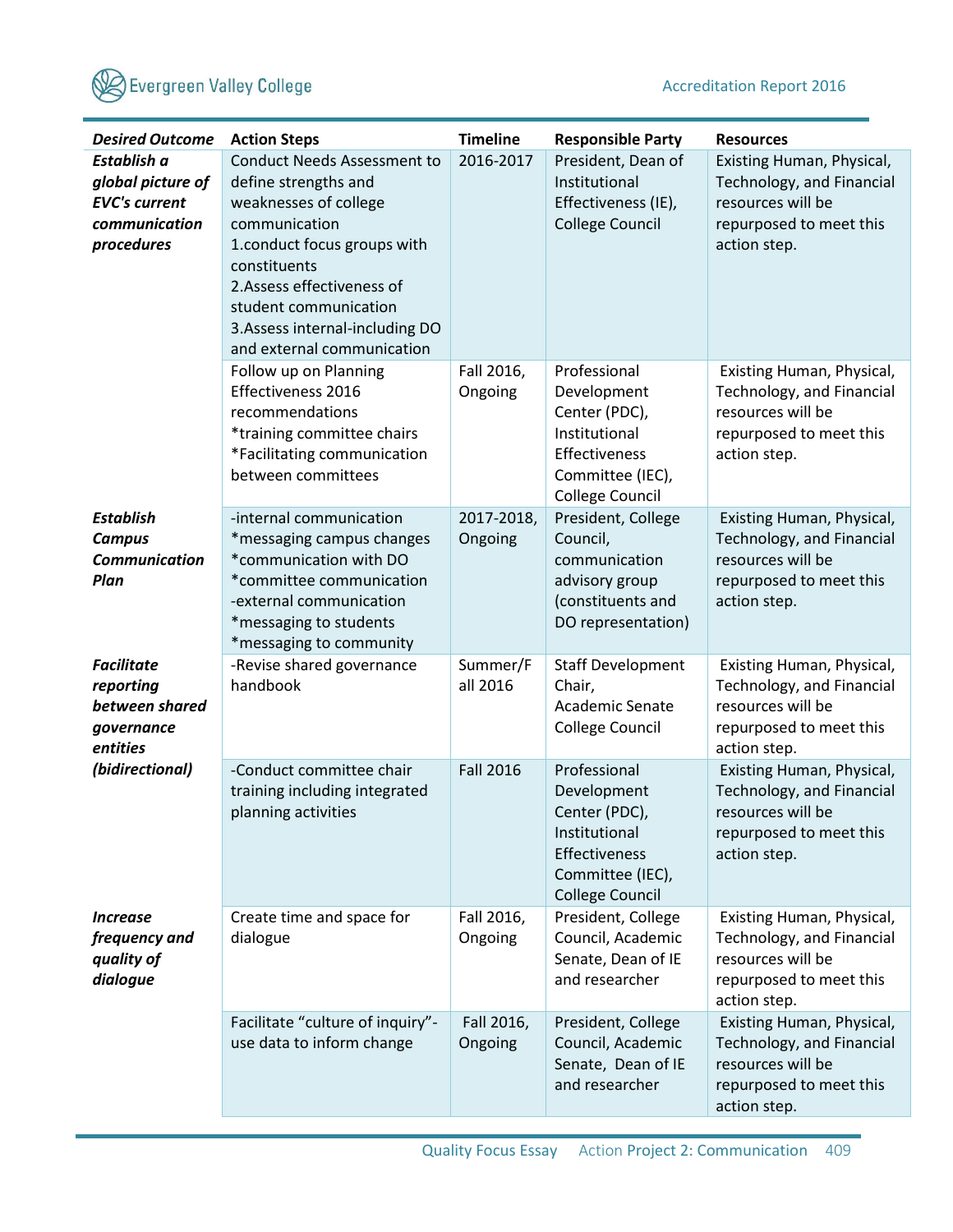| Desired Outcome | Action Steps | Timeline | Responsible Party | Resources |
|---|---|---|---|---|
| ***Establish a global picture of EVC's current communication procedures*** | Conduct Needs Assessment to define strengths and weaknesses of college communication<br>1.conduct focus groups with constituents<br>2.Assess effectiveness of student communication<br>3.Assess internal-including DO and external communication | 2016-2017 | President, Dean of Institutional Effectiveness (IE), College Council | Existing Human, Physical, Technology, and Financial resources will be repurposed to meet this action step. |
| | Follow up on Planning Effectiveness 2016 recommendations<br>*training committee chairs<br>*Facilitating communication between committees | Fall 2016, Ongoing | Professional Development Center (PDC), Institutional Effectiveness Committee (IEC), College Council | Existing Human, Physical, Technology, and Financial resources will be repurposed to meet this action step. |
| ***Establish Campus Communication Plan*** | -internal communication<br>*messaging campus changes<br>*communication with DO<br>*committee communication<br>-external communication<br>*messaging to students<br>*messaging to community | 2017-2018, Ongoing | President, College Council, communication advisory group (constituents and DO representation) | Existing Human, Physical, Technology, and Financial resources will be repurposed to meet this action step. |
| ***Facilitate reporting between shared governance entities (bidirectional)*** | -Revise shared governance handbook | Summer/Fall 2016 | Staff Development Chair, Academic Senate College Council | Existing Human, Physical, Technology, and Financial resources will be repurposed to meet this action step. |
| | -Conduct committee chair training including integrated planning activities | Fall 2016 | Professional Development Center (PDC), Institutional Effectiveness Committee (IEC), College Council | Existing Human, Physical, Technology, and Financial resources will be repurposed to meet this action step. |
| ***Increase frequency and quality of dialogue*** | Create time and space for dialogue | Fall 2016, Ongoing | President, College Council, Academic Senate, Dean of IE and researcher | Existing Human, Physical, Technology, and Financial resources will be repurposed to meet this action step. |
| | Facilitate "culture of inquiry"-use data to inform change | Fall 2016, Ongoing | President, College Council, Academic Senate, Dean of IE and researcher | Existing Human, Physical, Technology, and Financial resources will be repurposed to meet this action step. |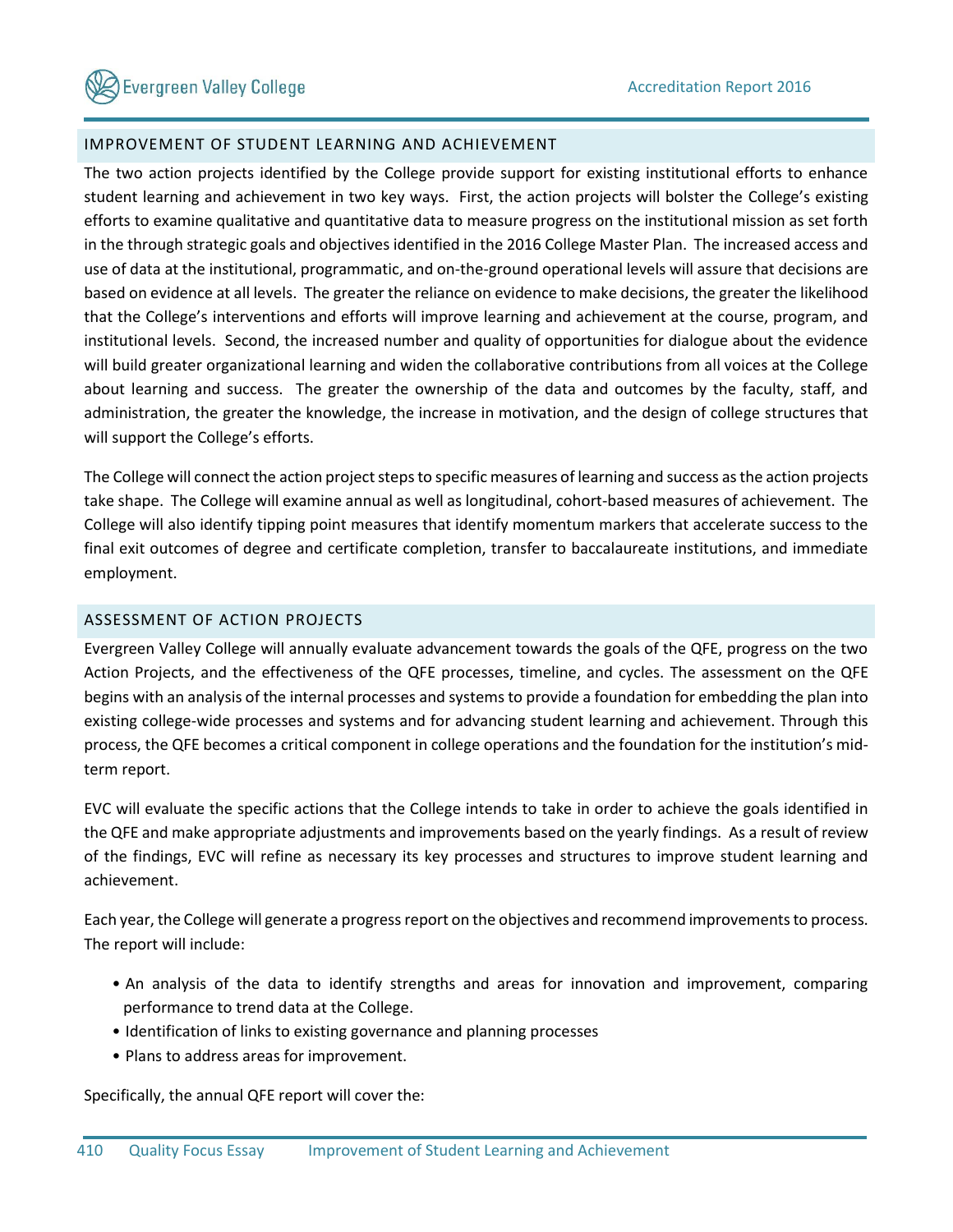## IMPROVEMENT OF STUDENT LEARNING AND ACHIEVEMENT

The two action projects identified by the College provide support for existing institutional efforts to enhance student learning and achievement in two key ways. First, the action projects will bolster the College's existing efforts to examine qualitative and quantitative data to measure progress on the institutional mission as set forth in the through strategic goals and objectives identified in the 2016 College Master Plan. The increased access and use of data at the institutional, programmatic, and on-the-ground operational levels will assure that decisions are based on evidence at all levels. The greater the reliance on evidence to make decisions, the greater the likelihood that the College's interventions and efforts will improve learning and achievement at the course, program, and institutional levels. Second, the increased number and quality of opportunities for dialogue about the evidence will build greater organizational learning and widen the collaborative contributions from all voices at the College about learning and success. The greater the ownership of the data and outcomes by the faculty, staff, and administration, the greater the knowledge, the increase in motivation, and the design of college structures that will support the College's efforts.

The College will connect the action project steps to specific measures of learning and success as the action projects take shape. The College will examine annual as well as longitudinal, cohort-based measures of achievement. The College will also identify tipping point measures that identify momentum markers that accelerate success to the final exit outcomes of degree and certificate completion, transfer to baccalaureate institutions, and immediate employment.

## ASSESSMENT OF ACTION PROJECTS

Evergreen Valley College will annually evaluate advancement towards the goals of the QFE, progress on the two Action Projects, and the effectiveness of the QFE processes, timeline, and cycles. The assessment on the QFE begins with an analysis of the internal processes and systems to provide a foundation for embedding the plan into existing college-wide processes and systems and for advancing student learning and achievement. Through this process, the QFE becomes a critical component in college operations and the foundation for the institution's mid-term report.

EVC will evaluate the specific actions that the College intends to take in order to achieve the goals identified in the QFE and make appropriate adjustments and improvements based on the yearly findings. As a result of review of the findings, EVC will refine as necessary its key processes and structures to improve student learning and achievement.

Each year, the College will generate a progress report on the objectives and recommend improvements to process. The report will include:

- An analysis of the data to identify strengths and areas for innovation and improvement, comparing performance to trend data at the College.
- Identification of links to existing governance and planning processes
- Plans to address areas for improvement.

Specifically, the annual QFE report will cover the: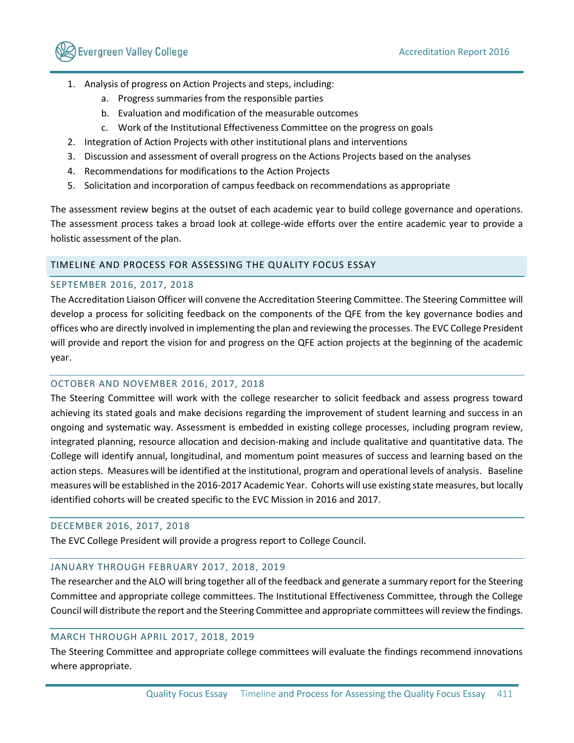1. Analysis of progress on Action Projects and steps, including:
    a. Progress summaries from the responsible parties
    b. Evaluation and modification of the measurable outcomes
    c. Work of the Institutional Effectiveness Committee on the progress on goals
2. Integration of Action Projects with other institutional plans and interventions
3. Discussion and assessment of overall progress on the Actions Projects based on the analyses
4. Recommendations for modifications to the Action Projects
5. Solicitation and incorporation of campus feedback on recommendations as appropriate

The assessment review begins at the outset of each academic year to build college governance and operations. The assessment process takes a broad look at college-wide efforts over the entire academic year to provide a holistic assessment of the plan.

## TIMELINE AND PROCESS FOR ASSESSING THE QUALITY FOCUS ESSAY

### SEPTEMBER 2016, 2017, 2018

The Accreditation Liaison Officer will convene the Accreditation Steering Committee. The Steering Committee will develop a process for soliciting feedback on the components of the QFE from the key governance bodies and offices who are directly involved in implementing the plan and reviewing the processes. The EVC College President will provide and report the vision for and progress on the QFE action projects at the beginning of the academic year.

### OCTOBER AND NOVEMBER 2016, 2017, 2018

The Steering Committee will work with the college researcher to solicit feedback and assess progress toward achieving its stated goals and make decisions regarding the improvement of student learning and success in an ongoing and systematic way. Assessment is embedded in existing college processes, including program review, integrated planning, resource allocation and decision-making and include qualitative and quantitative data. The College will identify annual, longitudinal, and momentum point measures of success and learning based on the action steps. Measures will be identified at the institutional, program and operational levels of analysis. Baseline measures will be established in the 2016-2017 Academic Year. Cohorts will use existing state measures, but locally identified cohorts will be created specific to the EVC Mission in 2016 and 2017.

### DECEMBER 2016, 2017, 2018

The EVC College President will provide a progress report to College Council.

### JANUARY THROUGH FEBRUARY 2017, 2018, 2019

The researcher and the ALO will bring together all of the feedback and generate a summary report for the Steering Committee and appropriate college committees. The Institutional Effectiveness Committee, through the College Council will distribute the report and the Steering Committee and appropriate committees will review the findings.

### MARCH THROUGH APRIL 2017, 2018, 2019

The Steering Committee and appropriate college committees will evaluate the findings recommend innovations where appropriate.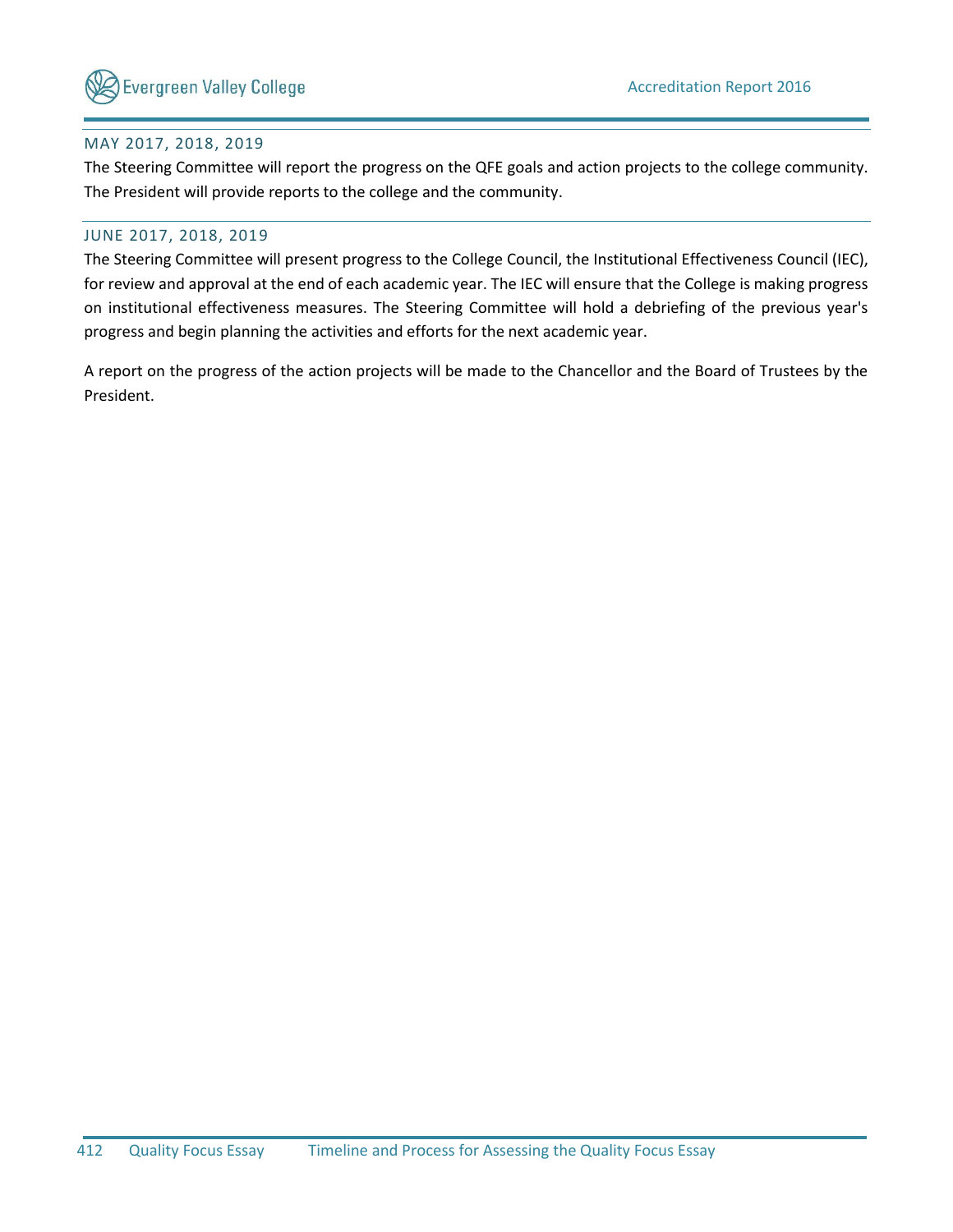### MAY 2017, 2018, 2019

The Steering Committee will report the progress on the QFE goals and action projects to the college community. The President will provide reports to the college and the community.

### JUNE 2017, 2018, 2019

The Steering Committee will present progress to the College Council, the Institutional Effectiveness Council (IEC), for review and approval at the end of each academic year. The IEC will ensure that the College is making progress on institutional effectiveness measures. The Steering Committee will hold a debriefing of the previous year's progress and begin planning the activities and efforts for the next academic year.

A report on the progress of the action projects will be made to the Chancellor and the Board of Trustees by the President.